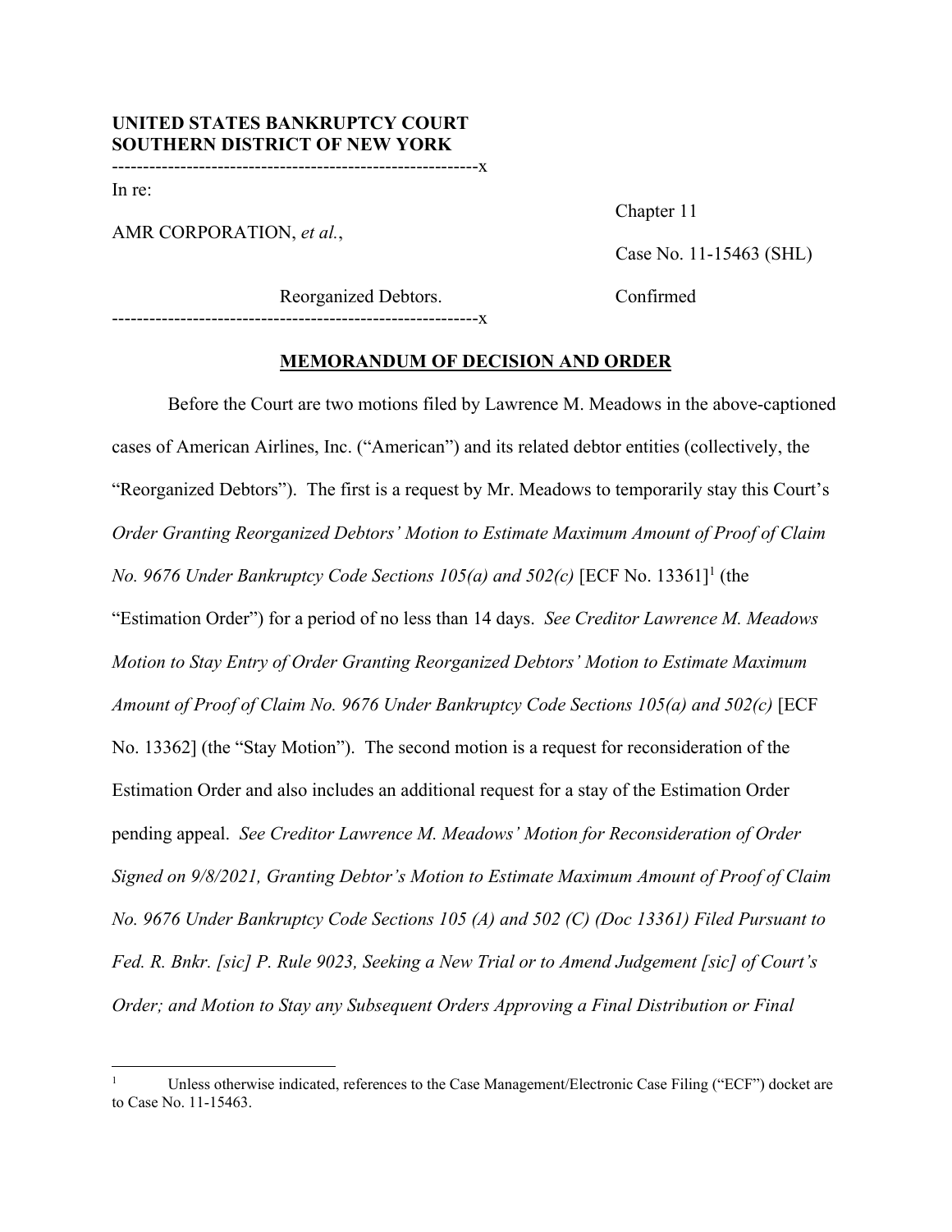**UNITED STATES BANKRUPTCY COURT**
**SOUTHERN DISTRICT OF NEW YORK**

----------------------------------------------------------x

In re:

AMR CORPORATION, *et al.*,

Reorganized Debtors.

----------------------------------------------------------x

Chapter 11

Case No. 11-15463 (SHL)

Confirmed

**MEMORANDUM OF DECISION AND ORDER**

Before the Court are two motions filed by Lawrence M. Meadows in the above-captioned cases of American Airlines, Inc. ("American") and its related debtor entities (collectively, the "Reorganized Debtors"). The first is a request by Mr. Meadows to temporarily stay this Court's *Order Granting Reorganized Debtors' Motion to Estimate Maximum Amount of Proof of Claim No. 9676 Under Bankruptcy Code Sections 105(a) and 502(c)* [ECF No. 13361][1] (the "Estimation Order") for a period of no less than 14 days. *See Creditor Lawrence M. Meadows Motion to Stay Entry of Order Granting Reorganized Debtors' Motion to Estimate Maximum Amount of Proof of Claim No. 9676 Under Bankruptcy Code Sections 105(a) and 502(c)* [ECF No. 13362] (the "Stay Motion"). The second motion is a request for reconsideration of the Estimation Order and also includes an additional request for a stay of the Estimation Order pending appeal. *See Creditor Lawrence M. Meadows' Motion for Reconsideration of Order Signed on 9/8/2021, Granting Debtor's Motion to Estimate Maximum Amount of Proof of Claim No. 9676 Under Bankruptcy Code Sections 105 (A) and 502 (C) (Doc 13361) Filed Pursuant to Fed. R. Bnkr. [sic] P. Rule 9023, Seeking a New Trial or to Amend Judgement [sic] of Court's Order; and Motion to Stay any Subsequent Orders Approving a Final Distribution or Final*

[1] Unless otherwise indicated, references to the Case Management/Electronic Case Filing ("ECF") docket are to Case No. 11-15463.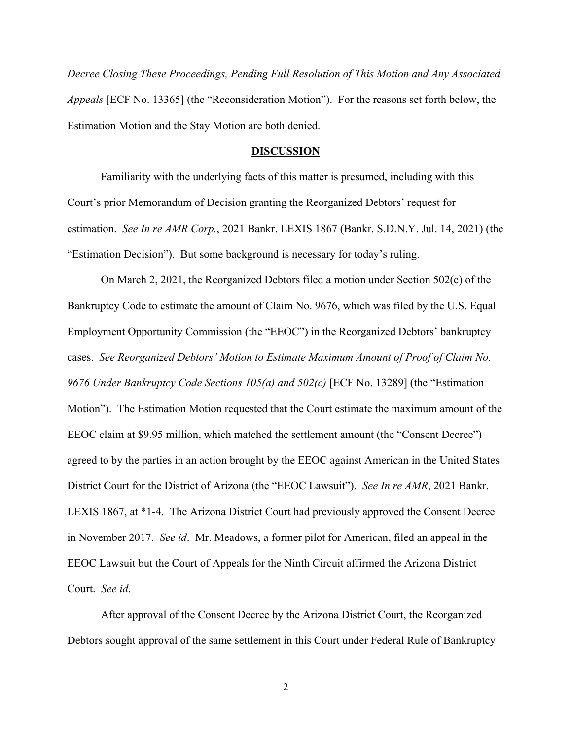*Decree Closing These Proceedings, Pending Full Resolution of This Motion and Any Associated Appeals* [ECF No. 13365] (the "Reconsideration Motion"). For the reasons set forth below, the Estimation Motion and the Stay Motion are both denied.

**DISCUSSION**

Familiarity with the underlying facts of this matter is presumed, including with this Court's prior Memorandum of Decision granting the Reorganized Debtors' request for estimation. *See In re AMR Corp.*, 2021 Bankr. LEXIS 1867 (Bankr. S.D.N.Y. Jul. 14, 2021) (the "Estimation Decision"). But some background is necessary for today's ruling.

On March 2, 2021, the Reorganized Debtors filed a motion under Section 502(c) of the Bankruptcy Code to estimate the amount of Claim No. 9676, which was filed by the U.S. Equal Employment Opportunity Commission (the "EEOC") in the Reorganized Debtors' bankruptcy cases. *See Reorganized Debtors' Motion to Estimate Maximum Amount of Proof of Claim No. 9676 Under Bankruptcy Code Sections 105(a) and 502(c)* [ECF No. 13289] (the "Estimation Motion"). The Estimation Motion requested that the Court estimate the maximum amount of the EEOC claim at \$9.95 million, which matched the settlement amount (the "Consent Decree") agreed to by the parties in an action brought by the EEOC against American in the United States District Court for the District of Arizona (the "EEOC Lawsuit"). *See In re AMR*, 2021 Bankr. LEXIS 1867, at *1-4. The Arizona District Court had previously approved the Consent Decree in November 2017. *See id*. Mr. Meadows, a former pilot for American, filed an appeal in the EEOC Lawsuit but the Court of Appeals for the Ninth Circuit affirmed the Arizona District Court. *See id*.

After approval of the Consent Decree by the Arizona District Court, the Reorganized Debtors sought approval of the same settlement in this Court under Federal Rule of Bankruptcy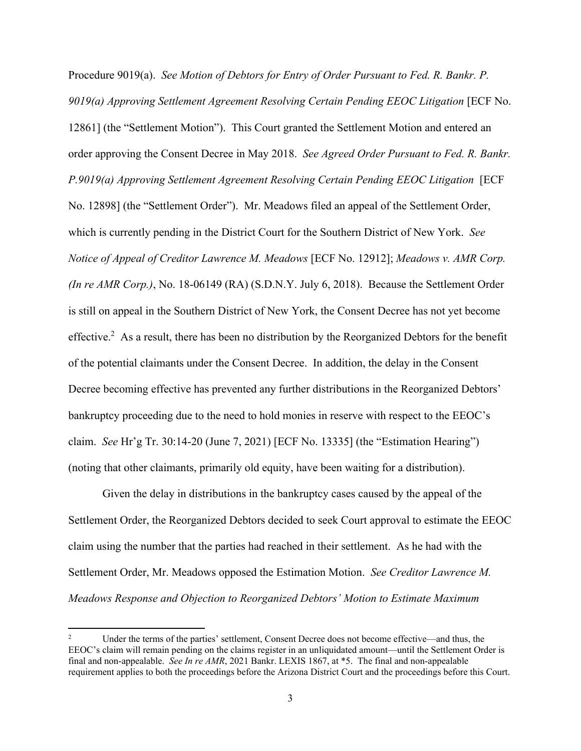Procedure 9019(a). *See Motion of Debtors for Entry of Order Pursuant to Fed. R. Bankr. P. 9019(a) Approving Settlement Agreement Resolving Certain Pending EEOC Litigation* [ECF No. 12861] (the "Settlement Motion"). This Court granted the Settlement Motion and entered an order approving the Consent Decree in May 2018. *See Agreed Order Pursuant to Fed. R. Bankr. P.9019(a) Approving Settlement Agreement Resolving Certain Pending EEOC Litigation* [ECF No. 12898] (the "Settlement Order"). Mr. Meadows filed an appeal of the Settlement Order, which is currently pending in the District Court for the Southern District of New York. *See Notice of Appeal of Creditor Lawrence M. Meadows* [ECF No. 12912]; *Meadows v. AMR Corp. (In re AMR Corp.)*, No. 18-06149 (RA) (S.D.N.Y. July 6, 2018). Because the Settlement Order is still on appeal in the Southern District of New York, the Consent Decree has not yet become effective.[2] As a result, there has been no distribution by the Reorganized Debtors for the benefit of the potential claimants under the Consent Decree. In addition, the delay in the Consent Decree becoming effective has prevented any further distributions in the Reorganized Debtors' bankruptcy proceeding due to the need to hold monies in reserve with respect to the EEOC's claim. *See* Hr'g Tr. 30:14-20 (June 7, 2021) [ECF No. 13335] (the "Estimation Hearing") (noting that other claimants, primarily old equity, have been waiting for a distribution).

Given the delay in distributions in the bankruptcy cases caused by the appeal of the Settlement Order, the Reorganized Debtors decided to seek Court approval to estimate the EEOC claim using the number that the parties had reached in their settlement. As he had with the Settlement Order, Mr. Meadows opposed the Estimation Motion. *See Creditor Lawrence M. Meadows Response and Objection to Reorganized Debtors' Motion to Estimate Maximum*

[2] Under the terms of the parties' settlement, Consent Decree does not become effective—and thus, the EEOC's claim will remain pending on the claims register in an unliquidated amount—until the Settlement Order is final and non-appealable. *See In re AMR*, 2021 Bankr. LEXIS 1867, at *5. The final and non-appealable requirement applies to both the proceedings before the Arizona District Court and the proceedings before this Court.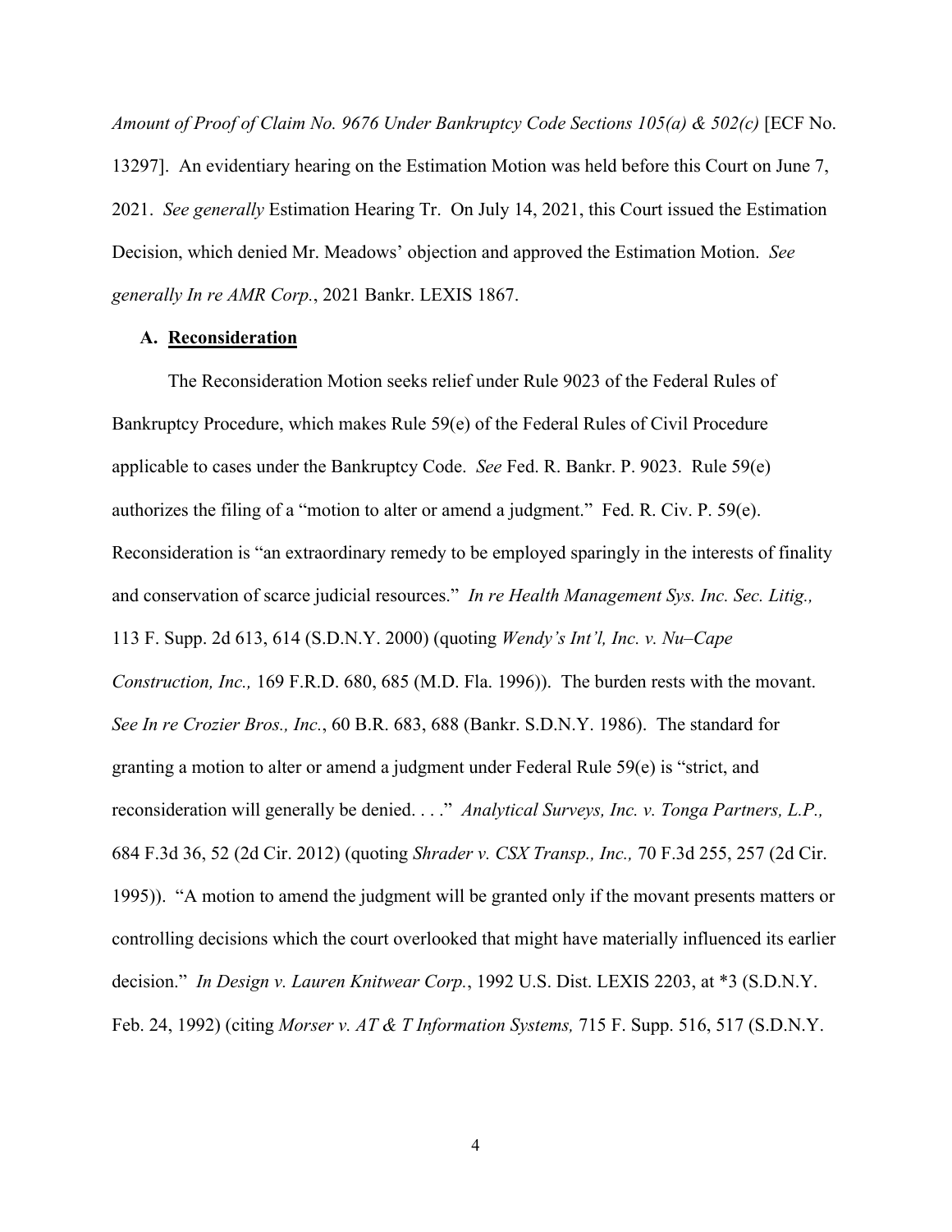*Amount of Proof of Claim No. 9676 Under Bankruptcy Code Sections 105(a) & 502(c)* [ECF No. 13297]. An evidentiary hearing on the Estimation Motion was held before this Court on June 7, 2021. *See generally* Estimation Hearing Tr. On July 14, 2021, this Court issued the Estimation Decision, which denied Mr. Meadows' objection and approved the Estimation Motion. *See generally In re AMR Corp.*, 2021 Bankr. LEXIS 1867.

### A. Reconsideration

The Reconsideration Motion seeks relief under Rule 9023 of the Federal Rules of Bankruptcy Procedure, which makes Rule 59(e) of the Federal Rules of Civil Procedure applicable to cases under the Bankruptcy Code. *See* Fed. R. Bankr. P. 9023. Rule 59(e) authorizes the filing of a "motion to alter or amend a judgment." Fed. R. Civ. P. 59(e). Reconsideration is "an extraordinary remedy to be employed sparingly in the interests of finality and conservation of scarce judicial resources." *In re Health Management Sys. Inc. Sec. Litig.,* 113 F. Supp. 2d 613, 614 (S.D.N.Y. 2000) (quoting *Wendy's Int'l, Inc. v. Nu–Cape Construction, Inc.,* 169 F.R.D. 680, 685 (M.D. Fla. 1996)). The burden rests with the movant. *See In re Crozier Bros., Inc.*, 60 B.R. 683, 688 (Bankr. S.D.N.Y. 1986). The standard for granting a motion to alter or amend a judgment under Federal Rule 59(e) is "strict, and reconsideration will generally be denied. . . ." *Analytical Surveys, Inc. v. Tonga Partners, L.P.,* 684 F.3d 36, 52 (2d Cir. 2012) (quoting *Shrader v. CSX Transp., Inc.,* 70 F.3d 255, 257 (2d Cir. 1995)). "A motion to amend the judgment will be granted only if the movant presents matters or controlling decisions which the court overlooked that might have materially influenced its earlier decision." *In Design v. Lauren Knitwear Corp.*, 1992 U.S. Dist. LEXIS 2203, at *3 (S.D.N.Y. Feb. 24, 1992) (citing *Morser v. AT & T Information Systems,* 715 F. Supp. 516, 517 (S.D.N.Y.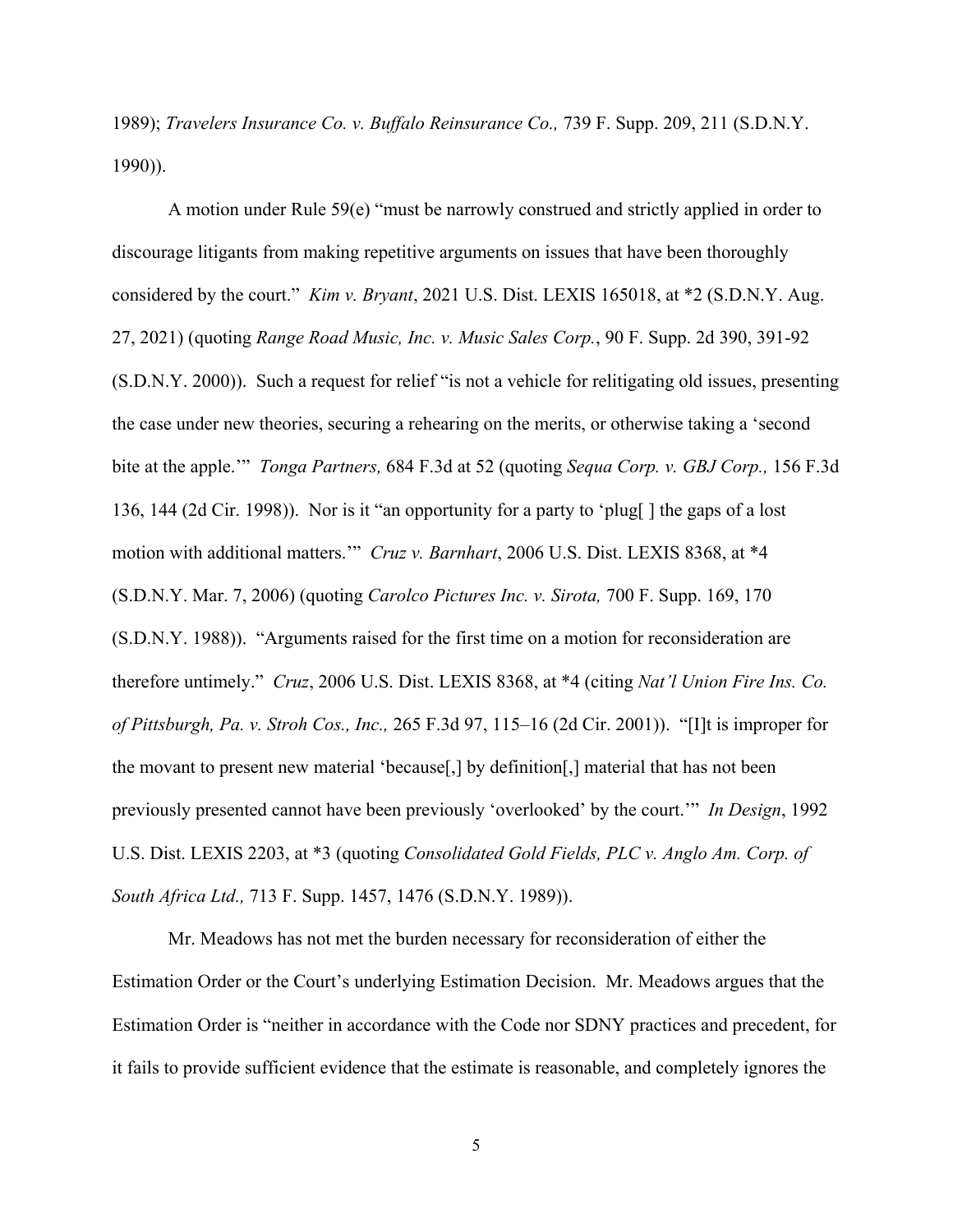1989); *Travelers Insurance Co. v. Buffalo Reinsurance Co.,* 739 F. Supp. 209, 211 (S.D.N.Y. 1990)).

A motion under Rule 59(e) "must be narrowly construed and strictly applied in order to discourage litigants from making repetitive arguments on issues that have been thoroughly considered by the court." *Kim v. Bryant*, 2021 U.S. Dist. LEXIS 165018, at *2 (S.D.N.Y. Aug. 27, 2021) (quoting *Range Road Music, Inc. v. Music Sales Corp.*, 90 F. Supp. 2d 390, 391-92 (S.D.N.Y. 2000)). Such a request for relief "is not a vehicle for relitigating old issues, presenting the case under new theories, securing a rehearing on the merits, or otherwise taking a 'second bite at the apple.'" *Tonga Partners,* 684 F.3d at 52 (quoting *Sequa Corp. v. GBJ Corp.,* 156 F.3d 136, 144 (2d Cir. 1998)). Nor is it "an opportunity for a party to 'plug[ ] the gaps of a lost motion with additional matters.'" *Cruz v. Barnhart*, 2006 U.S. Dist. LEXIS 8368, at *4 (S.D.N.Y. Mar. 7, 2006) (quoting *Carolco Pictures Inc. v. Sirota,* 700 F. Supp. 169, 170 (S.D.N.Y. 1988)). "Arguments raised for the first time on a motion for reconsideration are therefore untimely." *Cruz*, 2006 U.S. Dist. LEXIS 8368, at *4 (citing *Nat'l Union Fire Ins. Co. of Pittsburgh, Pa. v. Stroh Cos., Inc.,* 265 F.3d 97, 115–16 (2d Cir. 2001)). "[I]t is improper for the movant to present new material 'because[,] by definition[,] material that has not been previously presented cannot have been previously 'overlooked' by the court.'" *In Design*, 1992 U.S. Dist. LEXIS 2203, at *3 (quoting *Consolidated Gold Fields, PLC v. Anglo Am. Corp. of South Africa Ltd.,* 713 F. Supp. 1457, 1476 (S.D.N.Y. 1989)).

Mr. Meadows has not met the burden necessary for reconsideration of either the Estimation Order or the Court's underlying Estimation Decision. Mr. Meadows argues that the Estimation Order is "neither in accordance with the Code nor SDNY practices and precedent, for it fails to provide sufficient evidence that the estimate is reasonable, and completely ignores the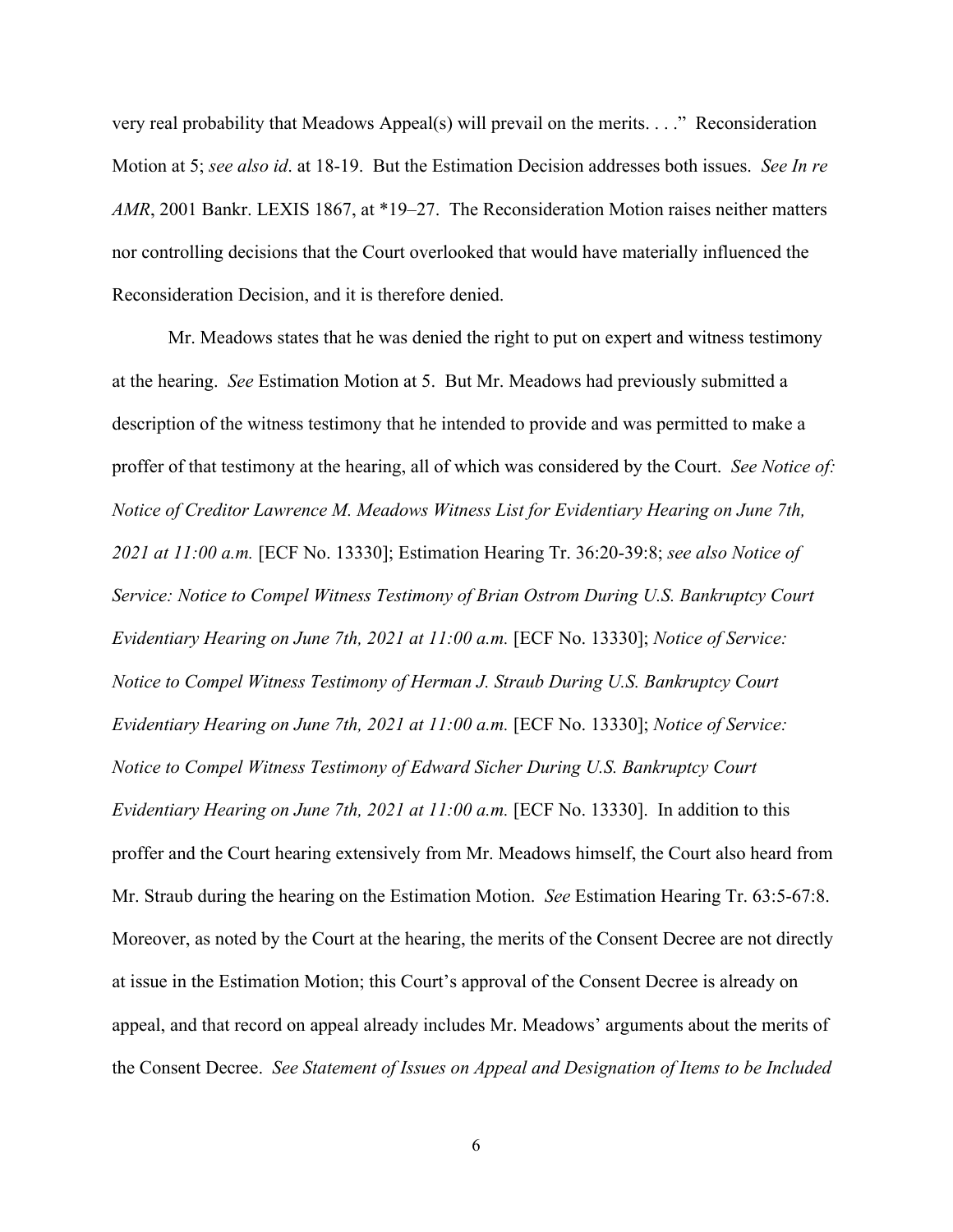very real probability that Meadows Appeal(s) will prevail on the merits. . . ." Reconsideration Motion at 5; *see also id*. at 18-19. But the Estimation Decision addresses both issues. *See In re AMR*, 2001 Bankr. LEXIS 1867, at *19–27. The Reconsideration Motion raises neither matters nor controlling decisions that the Court overlooked that would have materially influenced the Reconsideration Decision, and it is therefore denied.

Mr. Meadows states that he was denied the right to put on expert and witness testimony at the hearing. *See* Estimation Motion at 5. But Mr. Meadows had previously submitted a description of the witness testimony that he intended to provide and was permitted to make a proffer of that testimony at the hearing, all of which was considered by the Court. *See Notice of: Notice of Creditor Lawrence M. Meadows Witness List for Evidentiary Hearing on June 7th, 2021 at 11:00 a.m.* [ECF No. 13330]; Estimation Hearing Tr. 36:20-39:8; *see also Notice of Service: Notice to Compel Witness Testimony of Brian Ostrom During U.S. Bankruptcy Court Evidentiary Hearing on June 7th, 2021 at 11:00 a.m.* [ECF No. 13330]; *Notice of Service: Notice to Compel Witness Testimony of Herman J. Straub During U.S. Bankruptcy Court Evidentiary Hearing on June 7th, 2021 at 11:00 a.m.* [ECF No. 13330]; *Notice of Service: Notice to Compel Witness Testimony of Edward Sicher During U.S. Bankruptcy Court Evidentiary Hearing on June 7th, 2021 at 11:00 a.m.* [ECF No. 13330]. In addition to this proffer and the Court hearing extensively from Mr. Meadows himself, the Court also heard from Mr. Straub during the hearing on the Estimation Motion. *See* Estimation Hearing Tr. 63:5-67:8. Moreover, as noted by the Court at the hearing, the merits of the Consent Decree are not directly at issue in the Estimation Motion; this Court's approval of the Consent Decree is already on appeal, and that record on appeal already includes Mr. Meadows' arguments about the merits of the Consent Decree. *See Statement of Issues on Appeal and Designation of Items to be Included*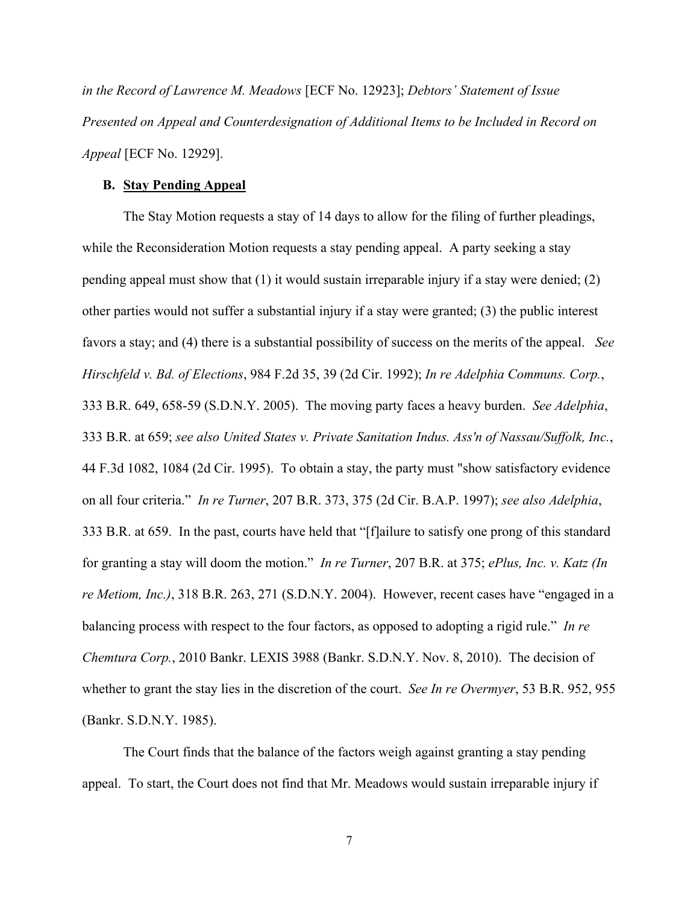*in the Record of Lawrence M. Meadows* [ECF No. 12923]; *Debtors' Statement of Issue Presented on Appeal and Counterdesignation of Additional Items to be Included in Record on Appeal* [ECF No. 12929].

### B. Stay Pending Appeal

The Stay Motion requests a stay of 14 days to allow for the filing of further pleadings, while the Reconsideration Motion requests a stay pending appeal. A party seeking a stay pending appeal must show that (1) it would sustain irreparable injury if a stay were denied; (2) other parties would not suffer a substantial injury if a stay were granted; (3) the public interest favors a stay; and (4) there is a substantial possibility of success on the merits of the appeal. *See Hirschfeld v. Bd. of Elections*, 984 F.2d 35, 39 (2d Cir. 1992); *In re Adelphia Communs. Corp.*, 333 B.R. 649, 658-59 (S.D.N.Y. 2005). The moving party faces a heavy burden. *See Adelphia*, 333 B.R. at 659; *see also United States v. Private Sanitation Indus. Ass'n of Nassau/Suffolk, Inc.*, 44 F.3d 1082, 1084 (2d Cir. 1995). To obtain a stay, the party must "show satisfactory evidence on all four criteria." *In re Turner*, 207 B.R. 373, 375 (2d Cir. B.A.P. 1997); *see also Adelphia*, 333 B.R. at 659. In the past, courts have held that "[f]ailure to satisfy one prong of this standard for granting a stay will doom the motion." *In re Turner*, 207 B.R. at 375; *ePlus, Inc. v. Katz (In re Metiom, Inc.)*, 318 B.R. 263, 271 (S.D.N.Y. 2004). However, recent cases have "engaged in a balancing process with respect to the four factors, as opposed to adopting a rigid rule." *In re Chemtura Corp.*, 2010 Bankr. LEXIS 3988 (Bankr. S.D.N.Y. Nov. 8, 2010). The decision of whether to grant the stay lies in the discretion of the court. *See In re Overmyer*, 53 B.R. 952, 955 (Bankr. S.D.N.Y. 1985).

The Court finds that the balance of the factors weigh against granting a stay pending appeal. To start, the Court does not find that Mr. Meadows would sustain irreparable injury if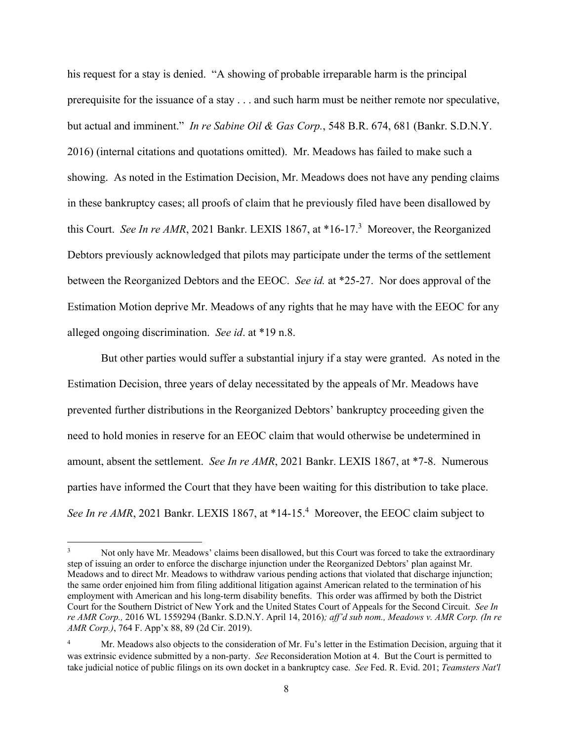his request for a stay is denied. "A showing of probable irreparable harm is the principal prerequisite for the issuance of a stay . . . and such harm must be neither remote nor speculative, but actual and imminent." *In re Sabine Oil & Gas Corp.*, 548 B.R. 674, 681 (Bankr. S.D.N.Y. 2016) (internal citations and quotations omitted). Mr. Meadows has failed to make such a showing. As noted in the Estimation Decision, Mr. Meadows does not have any pending claims in these bankruptcy cases; all proofs of claim that he previously filed have been disallowed by this Court. *See In re AMR*, 2021 Bankr. LEXIS 1867, at *16-17.[3] Moreover, the Reorganized Debtors previously acknowledged that pilots may participate under the terms of the settlement between the Reorganized Debtors and the EEOC. *See id.* at *25-27. Nor does approval of the Estimation Motion deprive Mr. Meadows of any rights that he may have with the EEOC for any alleged ongoing discrimination. *See id*. at *19 n.8.

But other parties would suffer a substantial injury if a stay were granted. As noted in the Estimation Decision, three years of delay necessitated by the appeals of Mr. Meadows have prevented further distributions in the Reorganized Debtors' bankruptcy proceeding given the need to hold monies in reserve for an EEOC claim that would otherwise be undetermined in amount, absent the settlement. *See In re AMR*, 2021 Bankr. LEXIS 1867, at *7-8. Numerous parties have informed the Court that they have been waiting for this distribution to take place. *See In re AMR*, 2021 Bankr. LEXIS 1867, at *14-15.[4] Moreover, the EEOC claim subject to

---

[3] Not only have Mr. Meadows' claims been disallowed, but this Court was forced to take the extraordinary step of issuing an order to enforce the discharge injunction under the Reorganized Debtors' plan against Mr. Meadows and to direct Mr. Meadows to withdraw various pending actions that violated that discharge injunction; the same order enjoined him from filing additional litigation against American related to the termination of his employment with American and his long-term disability benefits. This order was affirmed by both the District Court for the Southern District of New York and the United States Court of Appeals for the Second Circuit. *See In re AMR Corp.,* 2016 WL 1559294 (Bankr. S.D.N.Y. April 14, 2016)*; aff'd sub nom., Meadows v. AMR Corp. (In re AMR Corp.)*, 764 F. App'x 88, 89 (2d Cir. 2019).

[4] Mr. Meadows also objects to the consideration of Mr. Fu's letter in the Estimation Decision, arguing that it was extrinsic evidence submitted by a non-party. *See* Reconsideration Motion at 4. But the Court is permitted to take judicial notice of public filings on its own docket in a bankruptcy case. *See* Fed. R. Evid. 201; *Teamsters Nat'l*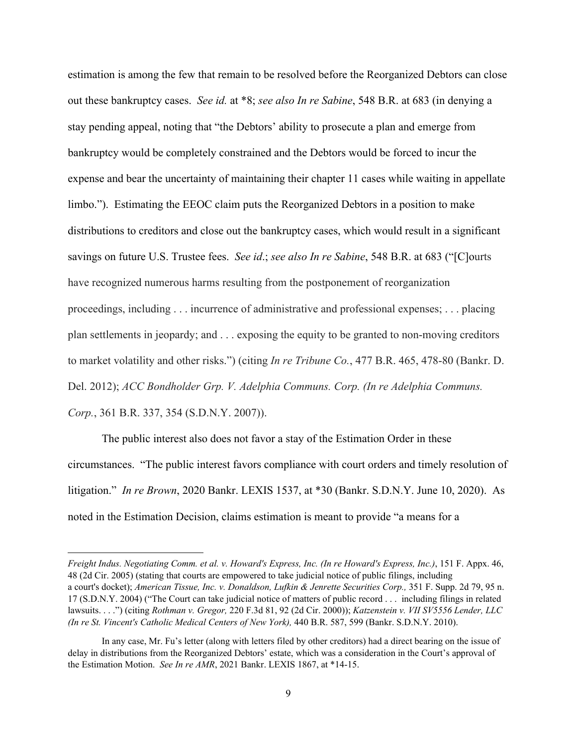estimation is among the few that remain to be resolved before the Reorganized Debtors can close out these bankruptcy cases. *See id.* at *8; *see also In re Sabine*, 548 B.R. at 683 (in denying a stay pending appeal, noting that "the Debtors' ability to prosecute a plan and emerge from bankruptcy would be completely constrained and the Debtors would be forced to incur the expense and bear the uncertainty of maintaining their chapter 11 cases while waiting in appellate limbo."). Estimating the EEOC claim puts the Reorganized Debtors in a position to make distributions to creditors and close out the bankruptcy cases, which would result in a significant savings on future U.S. Trustee fees. *See id*.; *see also In re Sabine*, 548 B.R. at 683 ("[C]ourts have recognized numerous harms resulting from the postponement of reorganization proceedings, including . . . incurrence of administrative and professional expenses; . . . placing plan settlements in jeopardy; and . . . exposing the equity to be granted to non-moving creditors to market volatility and other risks.") (citing *In re Tribune Co.*, 477 B.R. 465, 478-80 (Bankr. D. Del. 2012); *ACC Bondholder Grp. V. Adelphia Communs. Corp. (In re Adelphia Communs. Corp.*, 361 B.R. 337, 354 (S.D.N.Y. 2007)).

The public interest also does not favor a stay of the Estimation Order in these circumstances. "The public interest favors compliance with court orders and timely resolution of litigation." *In re Brown*, 2020 Bankr. LEXIS 1537, at *30 (Bankr. S.D.N.Y. June 10, 2020). As noted in the Estimation Decision, claims estimation is meant to provide "a means for a

---

*Freight Indus. Negotiating Comm. et al. v. Howard's Express, Inc. (In re Howard's Express, Inc.)*, 151 F. Appx. 46, 48 (2d Cir. 2005) (stating that courts are empowered to take judicial notice of public filings, including a court's docket); *American Tissue, Inc. v. Donaldson, Lufkin & Jenrette Securities Corp.,* 351 F. Supp. 2d 79, 95 n. 17 (S.D.N.Y. 2004) ("The Court can take judicial notice of matters of public record . . . including filings in related lawsuits. . . .") (citing *Rothman v. Gregor,* 220 F.3d 81, 92 (2d Cir. 2000)); *Katzenstein v. VII SV5556 Lender, LLC (In re St. Vincent's Catholic Medical Centers of New York),* 440 B.R. 587, 599 (Bankr. S.D.N.Y. 2010).

In any case, Mr. Fu's letter (along with letters filed by other creditors) had a direct bearing on the issue of delay in distributions from the Reorganized Debtors' estate, which was a consideration in the Court's approval of the Estimation Motion. *See In re AMR*, 2021 Bankr. LEXIS 1867, at *14-15.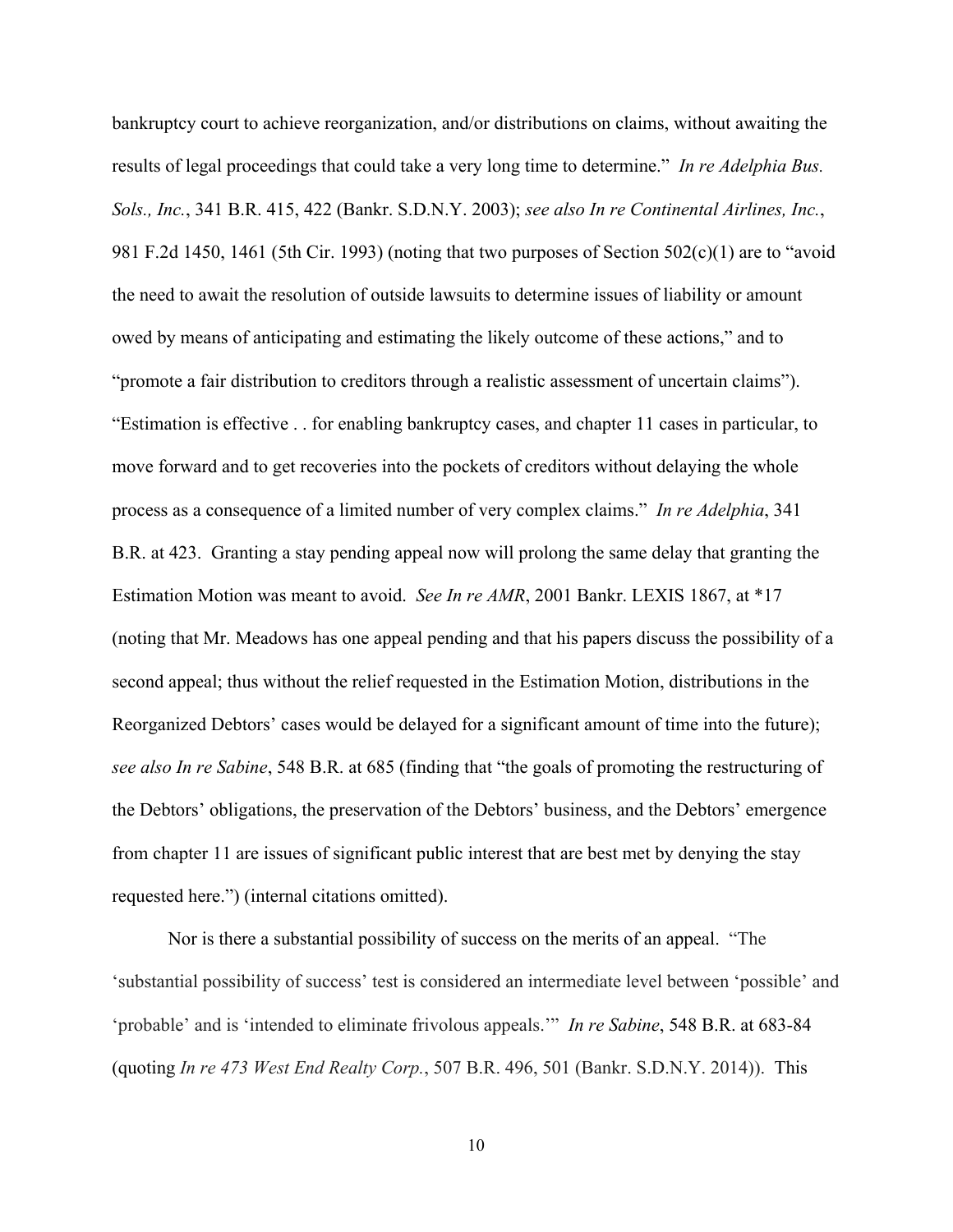bankruptcy court to achieve reorganization, and/or distributions on claims, without awaiting the results of legal proceedings that could take a very long time to determine." *In re Adelphia Bus. Sols., Inc.*, 341 B.R. 415, 422 (Bankr. S.D.N.Y. 2003); *see also In re Continental Airlines, Inc.*, 981 F.2d 1450, 1461 (5th Cir. 1993) (noting that two purposes of Section 502(c)(1) are to "avoid the need to await the resolution of outside lawsuits to determine issues of liability or amount owed by means of anticipating and estimating the likely outcome of these actions," and to "promote a fair distribution to creditors through a realistic assessment of uncertain claims"). "Estimation is effective . . for enabling bankruptcy cases, and chapter 11 cases in particular, to move forward and to get recoveries into the pockets of creditors without delaying the whole process as a consequence of a limited number of very complex claims." *In re Adelphia*, 341 B.R. at 423. Granting a stay pending appeal now will prolong the same delay that granting the Estimation Motion was meant to avoid. *See In re AMR*, 2001 Bankr. LEXIS 1867, at *17 (noting that Mr. Meadows has one appeal pending and that his papers discuss the possibility of a second appeal; thus without the relief requested in the Estimation Motion, distributions in the Reorganized Debtors' cases would be delayed for a significant amount of time into the future); *see also In re Sabine*, 548 B.R. at 685 (finding that "the goals of promoting the restructuring of the Debtors' obligations, the preservation of the Debtors' business, and the Debtors' emergence from chapter 11 are issues of significant public interest that are best met by denying the stay requested here.") (internal citations omitted).

Nor is there a substantial possibility of success on the merits of an appeal. "The 'substantial possibility of success' test is considered an intermediate level between 'possible' and 'probable' and is 'intended to eliminate frivolous appeals.'" *In re Sabine*, 548 B.R. at 683-84 (quoting *In re 473 West End Realty Corp.*, 507 B.R. 496, 501 (Bankr. S.D.N.Y. 2014)). This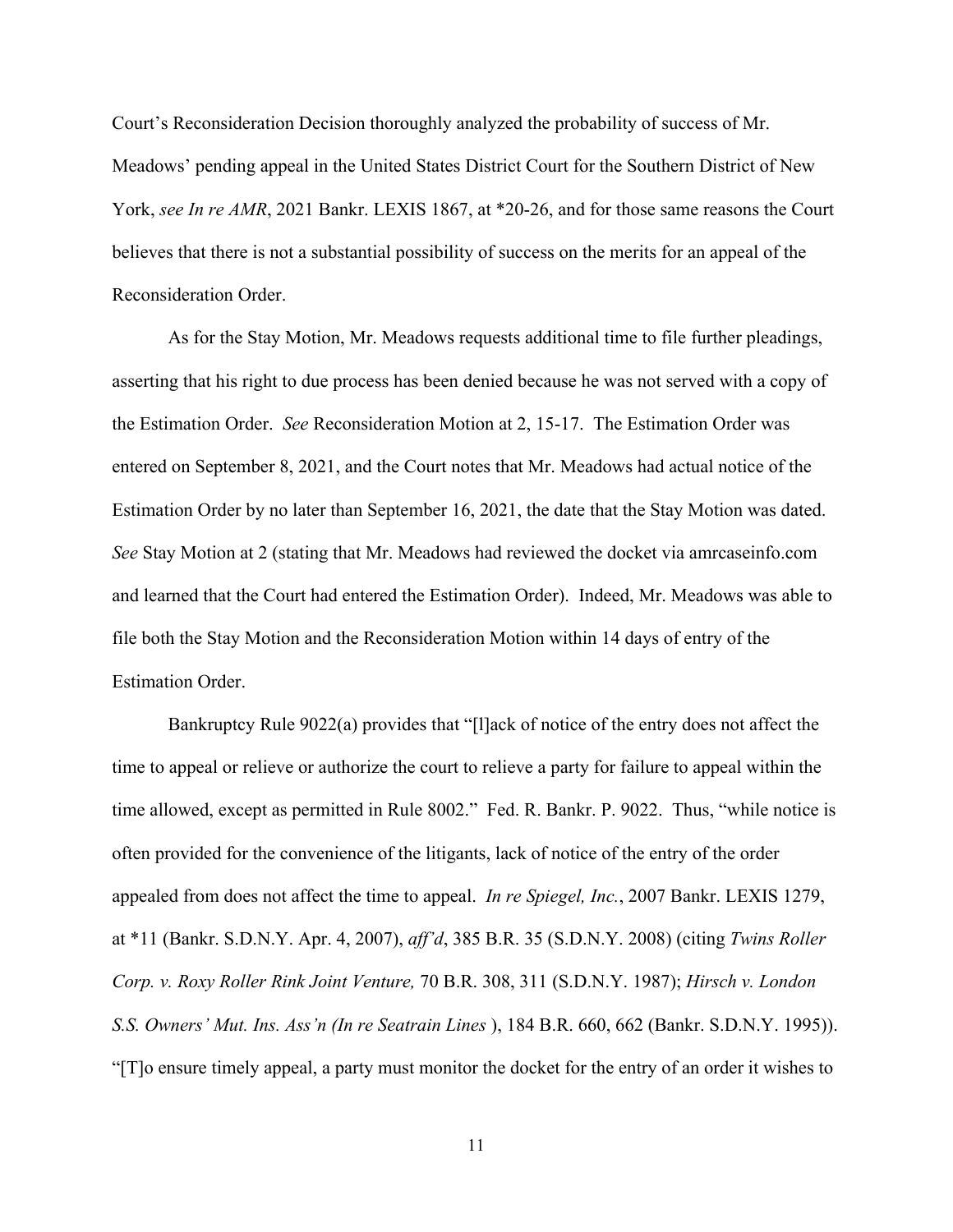Court's Reconsideration Decision thoroughly analyzed the probability of success of Mr. Meadows' pending appeal in the United States District Court for the Southern District of New York, *see In re AMR*, 2021 Bankr. LEXIS 1867, at *20-26, and for those same reasons the Court believes that there is not a substantial possibility of success on the merits for an appeal of the Reconsideration Order.

As for the Stay Motion, Mr. Meadows requests additional time to file further pleadings, asserting that his right to due process has been denied because he was not served with a copy of the Estimation Order. *See* Reconsideration Motion at 2, 15-17. The Estimation Order was entered on September 8, 2021, and the Court notes that Mr. Meadows had actual notice of the Estimation Order by no later than September 16, 2021, the date that the Stay Motion was dated. *See* Stay Motion at 2 (stating that Mr. Meadows had reviewed the docket via amrcaseinfo.com and learned that the Court had entered the Estimation Order). Indeed, Mr. Meadows was able to file both the Stay Motion and the Reconsideration Motion within 14 days of entry of the Estimation Order.

Bankruptcy Rule 9022(a) provides that "[l]ack of notice of the entry does not affect the time to appeal or relieve or authorize the court to relieve a party for failure to appeal within the time allowed, except as permitted in Rule 8002." Fed. R. Bankr. P. 9022. Thus, "while notice is often provided for the convenience of the litigants, lack of notice of the entry of the order appealed from does not affect the time to appeal. *In re Spiegel, Inc.*, 2007 Bankr. LEXIS 1279, at *11 (Bankr. S.D.N.Y. Apr. 4, 2007), *aff'd*, 385 B.R. 35 (S.D.N.Y. 2008) (citing *Twins Roller Corp. v. Roxy Roller Rink Joint Venture,* 70 B.R. 308, 311 (S.D.N.Y. 1987); *Hirsch v. London S.S. Owners' Mut. Ins. Ass'n (In re Seatrain Lines* ), 184 B.R. 660, 662 (Bankr. S.D.N.Y. 1995)). "[T]o ensure timely appeal, a party must monitor the docket for the entry of an order it wishes to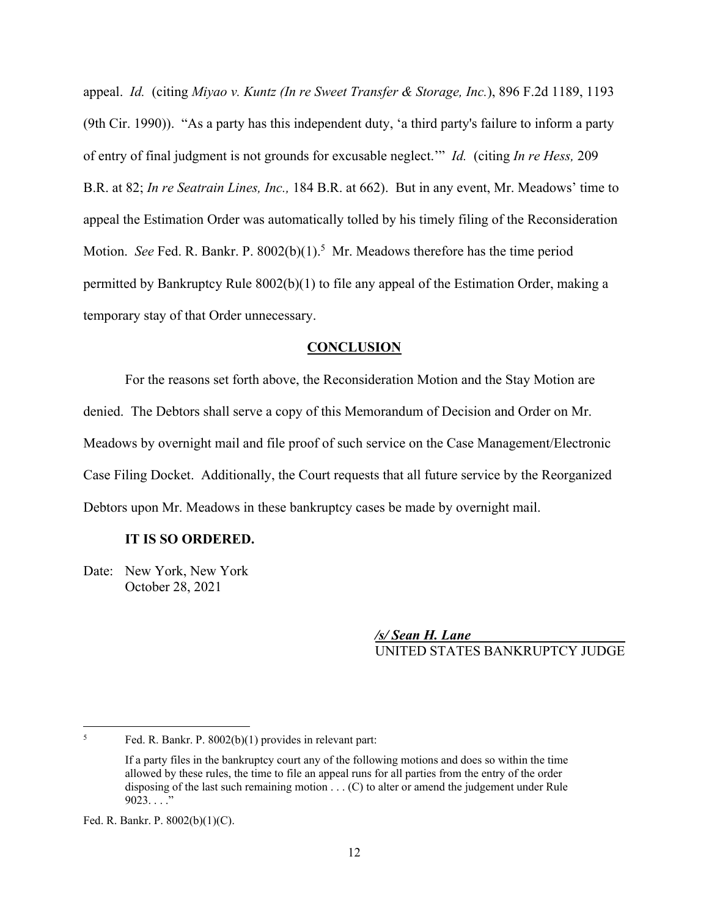appeal. *Id.* (citing *Miyao v. Kuntz (In re Sweet Transfer & Storage, Inc.*), 896 F.2d 1189, 1193 (9th Cir. 1990)). "As a party has this independent duty, 'a third party's failure to inform a party of entry of final judgment is not grounds for excusable neglect.'" *Id.* (citing *In re Hess,* 209 B.R. at 82; *In re Seatrain Lines, Inc.,* 184 B.R. at 662). But in any event, Mr. Meadows' time to appeal the Estimation Order was automatically tolled by his timely filing of the Reconsideration Motion. *See* Fed. R. Bankr. P. 8002(b)(1).[5] Mr. Meadows therefore has the time period permitted by Bankruptcy Rule 8002(b)(1) to file any appeal of the Estimation Order, making a temporary stay of that Order unnecessary.

## CONCLUSION

For the reasons set forth above, the Reconsideration Motion and the Stay Motion are denied. The Debtors shall serve a copy of this Memorandum of Decision and Order on Mr. Meadows by overnight mail and file proof of such service on the Case Management/Electronic Case Filing Docket. Additionally, the Court requests that all future service by the Reorganized Debtors upon Mr. Meadows in these bankruptcy cases be made by overnight mail.

**IT IS SO ORDERED.**

Date: New York, New York
October 28, 2021

***/s/ Sean H. Lane***
UNITED STATES BANKRUPTCY JUDGE

---

[5] Fed. R. Bankr. P. 8002(b)(1) provides in relevant part:

> If a party files in the bankruptcy court any of the following motions and does so within the time allowed by these rules, the time to file an appeal runs for all parties from the entry of the order disposing of the last such remaining motion . . . (C) to alter or amend the judgement under Rule 9023. . . ."

Fed. R. Bankr. P. 8002(b)(1)(C).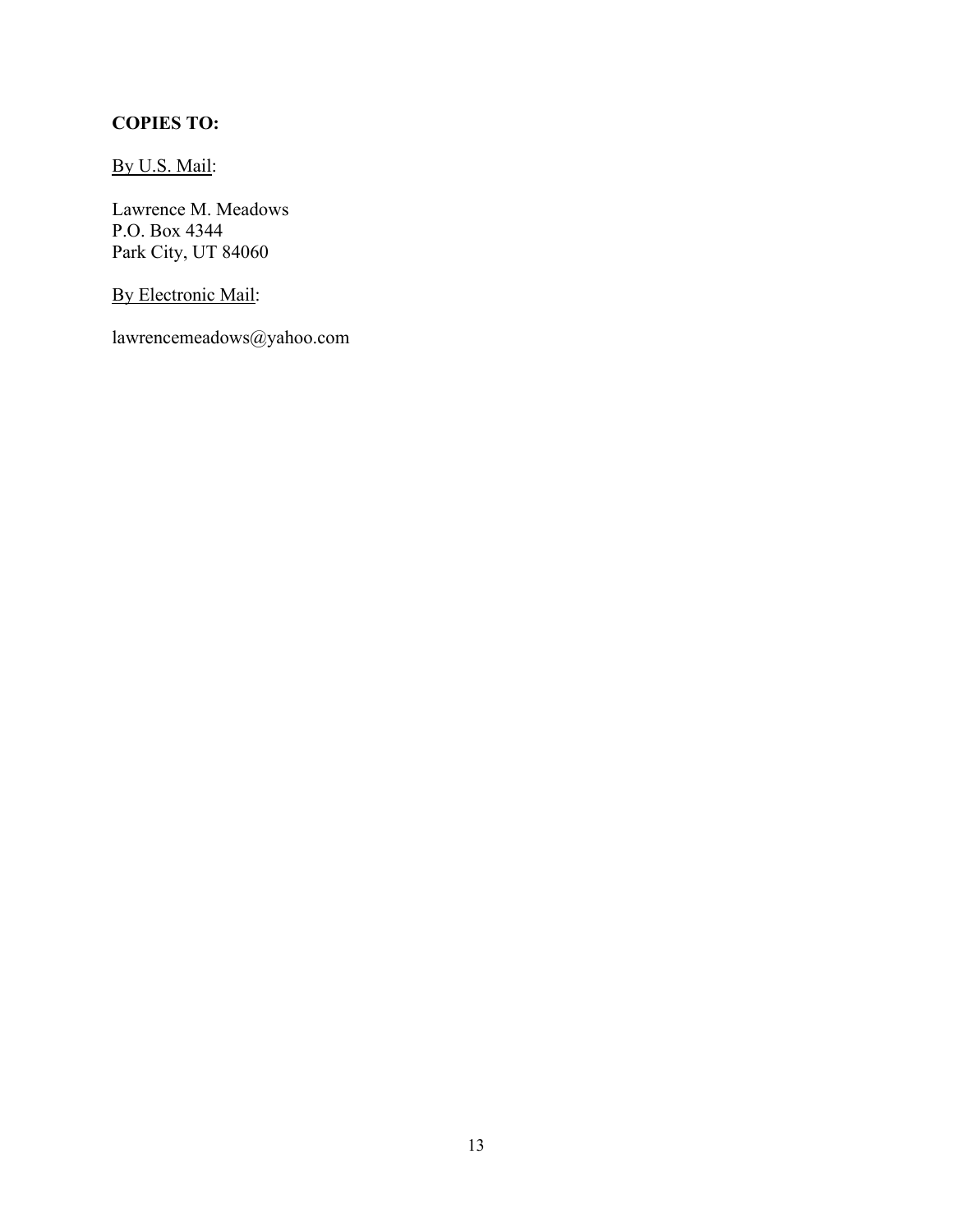**COPIES TO:**

<u>By U.S. Mail</u>:

Lawrence M. Meadows
P.O. Box 4344
Park City, UT 84060

<u>By Electronic Mail</u>:

lawrencemeadows@yahoo.com